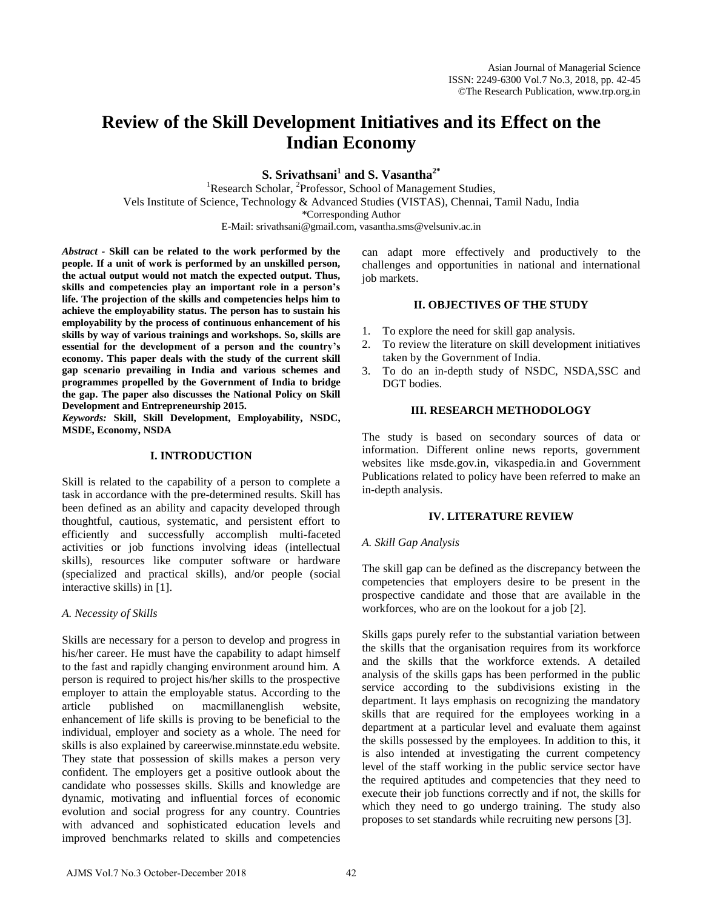# Review of the Skill Development Initiatives and its Effect on the Indian Economy

**S. Srivathsani[1] and S. Vasantha[2*]**

[1]Research Scholar, [2]Professor, School of Management Studies,
Vels Institute of Science, Technology & Advanced Studies (VISTAS), Chennai, Tamil Nadu, India
*Corresponding Author
E-Mail: srivathsani@gmail.com, vasantha.sms@velsuniv.ac.in

***Abstract*** - **Skill can be related to the work performed by the people. If a unit of work is performed by an unskilled person, the actual output would not match the expected output. Thus, skills and competencies play an important role in a person's life. The projection of the skills and competencies helps him to achieve the employability status. The person has to sustain his employability by the process of continuous enhancement of his skills by way of various trainings and workshops. So, skills are essential for the development of a person and the country's economy. This paper deals with the study of the current skill gap scenario prevailing in India and various schemes and programmes propelled by the Government of India to bridge the gap. The paper also discusses the National Policy on Skill Development and Entrepreneurship 2015.**

***Keywords:*** **Skill, Skill Development, Employability, NSDC, MSDE, Economy, NSDA**

## I. INTRODUCTION

Skill is related to the capability of a person to complete a task in accordance with the pre-determined results. Skill has been defined as an ability and capacity developed through thoughtful, cautious, systematic, and persistent effort to efficiently and successfully accomplish multi-faceted activities or job functions involving ideas (intellectual skills), resources like computer software or hardware (specialized and practical skills), and/or people (social interactive skills) in [1].

### *A. Necessity of Skills*

Skills are necessary for a person to develop and progress in his/her career. He must have the capability to adapt himself to the fast and rapidly changing environment around him. A person is required to project his/her skills to the prospective employer to attain the employable status. According to the article published on macmillanenglish website, enhancement of life skills is proving to be beneficial to the individual, employer and society as a whole. The need for skills is also explained by careerwise.minnstate.edu website. They state that possession of skills makes a person very confident. The employers get a positive outlook about the candidate who possesses skills. Skills and knowledge are dynamic, motivating and influential forces of economic evolution and social progress for any country. Countries with advanced and sophisticated education levels and improved benchmarks related to skills and competencies can adapt more effectively and productively to the challenges and opportunities in national and international job markets.

## II. OBJECTIVES OF THE STUDY

1. To explore the need for skill gap analysis.
2. To review the literature on skill development initiatives taken by the Government of India.
3. To do an in-depth study of NSDC, NSDA,SSC and DGT bodies.

## III. RESEARCH METHODOLOGY

The study is based on secondary sources of data or information. Different online news reports, government websites like msde.gov.in, vikaspedia.in and Government Publications related to policy have been referred to make an in-depth analysis.

## IV. LITERATURE REVIEW

### *A. Skill Gap Analysis*

The skill gap can be defined as the discrepancy between the competencies that employers desire to be present in the prospective candidate and those that are available in the workforces, who are on the lookout for a job [2].

Skills gaps purely refer to the substantial variation between the skills that the organisation requires from its workforce and the skills that the workforce extends. A detailed analysis of the skills gaps has been performed in the public service according to the subdivisions existing in the department. It lays emphasis on recognizing the mandatory skills that are required for the employees working in a department at a particular level and evaluate them against the skills possessed by the employees. In addition to this, it is also intended at investigating the current competency level of the staff working in the public service sector have the required aptitudes and competencies that they need to execute their job functions correctly and if not, the skills for which they need to go undergo training. The study also proposes to set standards while recruiting new persons [3].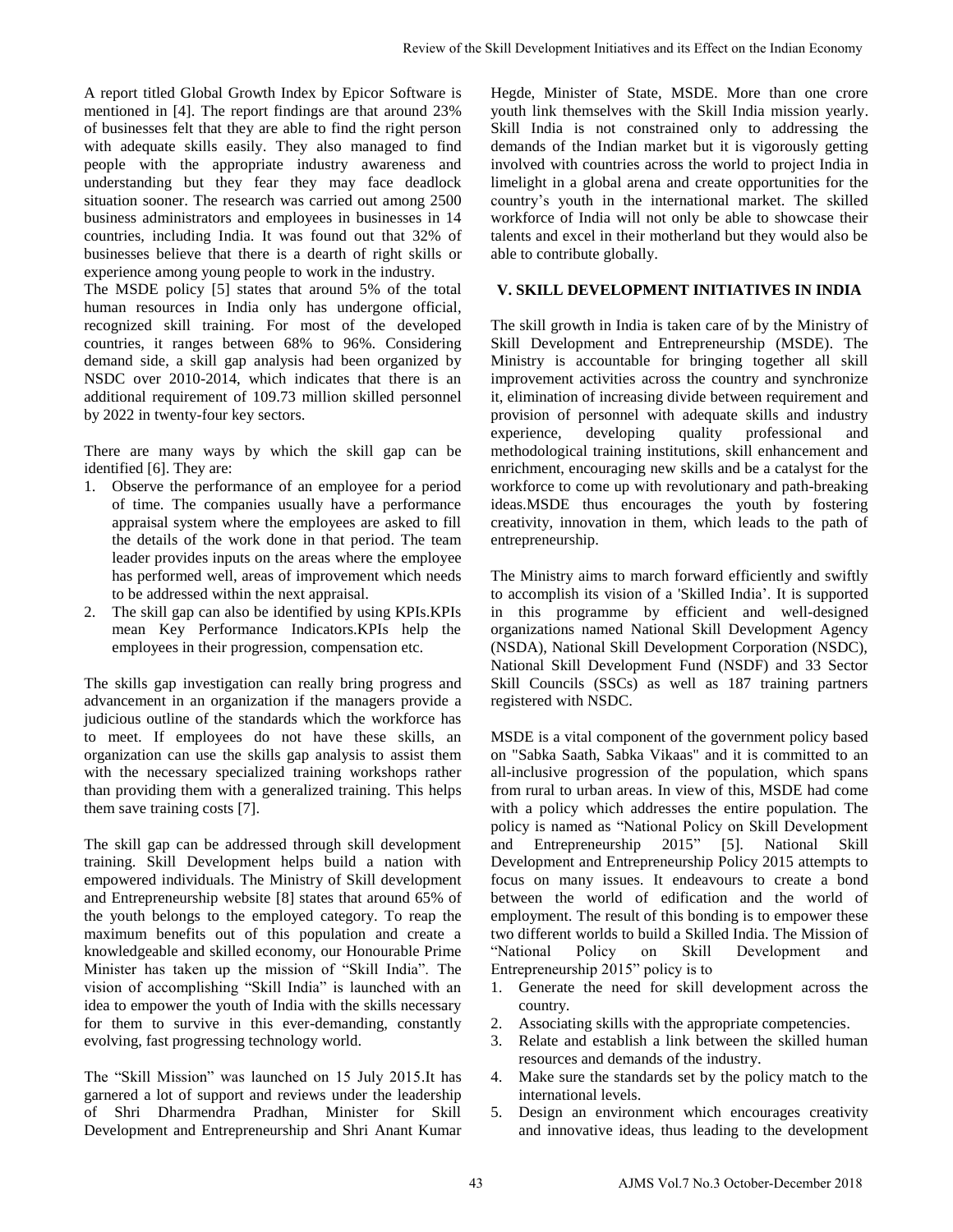A report titled Global Growth Index by Epicor Software is mentioned in [4]. The report findings are that around 23% of businesses felt that they are able to find the right person with adequate skills easily. They also managed to find people with the appropriate industry awareness and understanding but they fear they may face deadlock situation sooner. The research was carried out among 2500 business administrators and employees in businesses in 14 countries, including India. It was found out that 32% of businesses believe that there is a dearth of right skills or experience among young people to work in the industry.

The MSDE policy [5] states that around 5% of the total human resources in India only has undergone official, recognized skill training. For most of the developed countries, it ranges between 68% to 96%. Considering demand side, a skill gap analysis had been organized by NSDC over 2010-2014, which indicates that there is an additional requirement of 109.73 million skilled personnel by 2022 in twenty-four key sectors.

There are many ways by which the skill gap can be identified [6]. They are:

1. Observe the performance of an employee for a period of time. The companies usually have a performance appraisal system where the employees are asked to fill the details of the work done in that period. The team leader provides inputs on the areas where the employee has performed well, areas of improvement which needs to be addressed within the next appraisal.
2. The skill gap can also be identified by using KPIs.KPIs mean Key Performance Indicators.KPIs help the employees in their progression, compensation etc.

The skills gap investigation can really bring progress and advancement in an organization if the managers provide a judicious outline of the standards which the workforce has to meet. If employees do not have these skills, an organization can use the skills gap analysis to assist them with the necessary specialized training workshops rather than providing them with a generalized training. This helps them save training costs [7].

The skill gap can be addressed through skill development training. Skill Development helps build a nation with empowered individuals. The Ministry of Skill development and Entrepreneurship website [8] states that around 65% of the youth belongs to the employed category. To reap the maximum benefits out of this population and create a knowledgeable and skilled economy, our Honourable Prime Minister has taken up the mission of "Skill India". The vision of accomplishing "Skill India" is launched with an idea to empower the youth of India with the skills necessary for them to survive in this ever-demanding, constantly evolving, fast progressing technology world.

The "Skill Mission" was launched on 15 July 2015.It has garnered a lot of support and reviews under the leadership of Shri Dharmendra Pradhan, Minister for Skill Development and Entrepreneurship and Shri Anant Kumar Hegde, Minister of State, MSDE. More than one crore youth link themselves with the Skill India mission yearly. Skill India is not constrained only to addressing the demands of the Indian market but it is vigorously getting involved with countries across the world to project India in limelight in a global arena and create opportunities for the country's youth in the international market. The skilled workforce of India will not only be able to showcase their talents and excel in their motherland but they would also be able to contribute globally.

## V. SKILL DEVELOPMENT INITIATIVES IN INDIA

The skill growth in India is taken care of by the Ministry of Skill Development and Entrepreneurship (MSDE). The Ministry is accountable for bringing together all skill improvement activities across the country and synchronize it, elimination of increasing divide between requirement and provision of personnel with adequate skills and industry experience, developing quality professional and methodological training institutions, skill enhancement and enrichment, encouraging new skills and be a catalyst for the workforce to come up with revolutionary and path-breaking ideas.MSDE thus encourages the youth by fostering creativity, innovation in them, which leads to the path of entrepreneurship.

The Ministry aims to march forward efficiently and swiftly to accomplish its vision of a 'Skilled India'. It is supported in this programme by efficient and well-designed organizations named National Skill Development Agency (NSDA), National Skill Development Corporation (NSDC), National Skill Development Fund (NSDF) and 33 Sector Skill Councils (SSCs) as well as 187 training partners registered with NSDC.

MSDE is a vital component of the government policy based on "Sabka Saath, Sabka Vikaas" and it is committed to an all-inclusive progression of the population, which spans from rural to urban areas. In view of this, MSDE had come with a policy which addresses the entire population. The policy is named as "National Policy on Skill Development and Entrepreneurship 2015" [5]. National Skill Development and Entrepreneurship Policy 2015 attempts to focus on many issues. It endeavours to create a bond between the world of edification and the world of employment. The result of this bonding is to empower these two different worlds to build a Skilled India. The Mission of "National Policy on Skill Development and Entrepreneurship 2015" policy is to

1. Generate the need for skill development across the country.
2. Associating skills with the appropriate competencies.
3. Relate and establish a link between the skilled human resources and demands of the industry.
4. Make sure the standards set by the policy match to the international levels.
5. Design an environment which encourages creativity and innovative ideas, thus leading to the development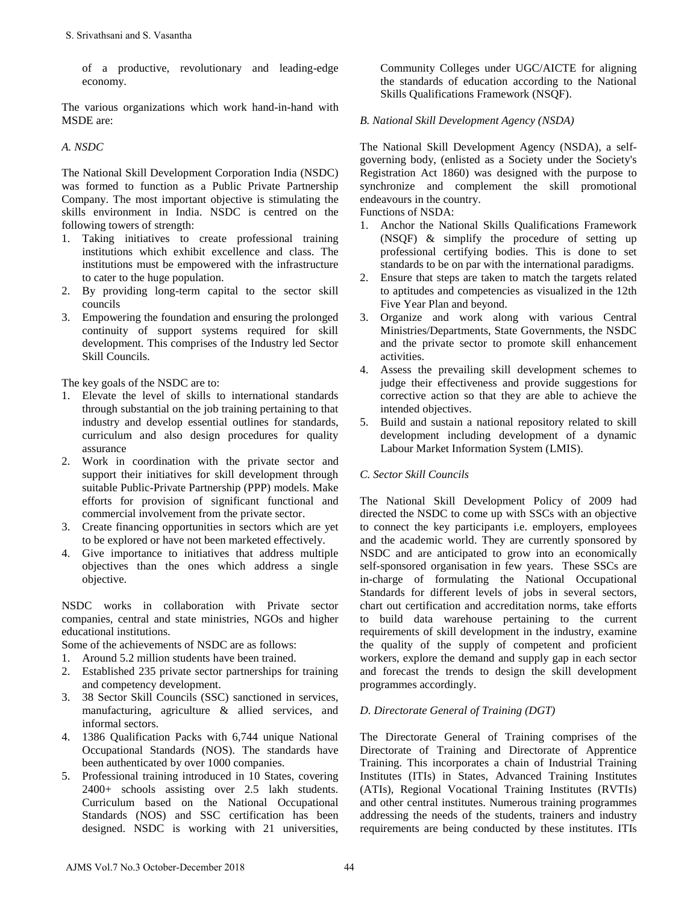of a productive, revolutionary and leading-edge economy.

The various organizations which work hand-in-hand with MSDE are:

*A. NSDC*

The National Skill Development Corporation India (NSDC) was formed to function as a Public Private Partnership Company. The most important objective is stimulating the skills environment in India. NSDC is centred on the following towers of strength:

1. Taking initiatives to create professional training institutions which exhibit excellence and class. The institutions must be empowered with the infrastructure to cater to the huge population.
2. By providing long-term capital to the sector skill councils
3. Empowering the foundation and ensuring the prolonged continuity of support systems required for skill development. This comprises of the Industry led Sector Skill Councils.

The key goals of the NSDC are to:

1. Elevate the level of skills to international standards through substantial on the job training pertaining to that industry and develop essential outlines for standards, curriculum and also design procedures for quality assurance
2. Work in coordination with the private sector and support their initiatives for skill development through suitable Public-Private Partnership (PPP) models. Make efforts for provision of significant functional and commercial involvement from the private sector.
3. Create financing opportunities in sectors which are yet to be explored or have not been marketed effectively.
4. Give importance to initiatives that address multiple objectives than the ones which address a single objective.

NSDC works in collaboration with Private sector companies, central and state ministries, NGOs and higher educational institutions.

Some of the achievements of NSDC are as follows:

1. Around 5.2 million students have been trained.
2. Established 235 private sector partnerships for training and competency development.
3. 38 Sector Skill Councils (SSC) sanctioned in services, manufacturing, agriculture & allied services, and informal sectors.
4. 1386 Qualification Packs with 6,744 unique National Occupational Standards (NOS). The standards have been authenticated by over 1000 companies.
5. Professional training introduced in 10 States, covering 2400+ schools assisting over 2.5 lakh students. Curriculum based on the National Occupational Standards (NOS) and SSC certification has been designed. NSDC is working with 21 universities, Community Colleges under UGC/AICTE for aligning the standards of education according to the National Skills Qualifications Framework (NSQF).

*B. National Skill Development Agency (NSDA)*

The National Skill Development Agency (NSDA), a self-governing body, (enlisted as a Society under the Society's Registration Act 1860) was designed with the purpose to synchronize and complement the skill promotional endeavours in the country.

Functions of NSDA:

1. Anchor the National Skills Qualifications Framework (NSQF) & simplify the procedure of setting up professional certifying bodies. This is done to set standards to be on par with the international paradigms.
2. Ensure that steps are taken to match the targets related to aptitudes and competencies as visualized in the 12th Five Year Plan and beyond.
3. Organize and work along with various Central Ministries/Departments, State Governments, the NSDC and the private sector to promote skill enhancement activities.
4. Assess the prevailing skill development schemes to judge their effectiveness and provide suggestions for corrective action so that they are able to achieve the intended objectives.
5. Build and sustain a national repository related to skill development including development of a dynamic Labour Market Information System (LMIS).

*C. Sector Skill Councils*

The National Skill Development Policy of 2009 had directed the NSDC to come up with SSCs with an objective to connect the key participants i.e. employers, employees and the academic world. They are currently sponsored by NSDC and are anticipated to grow into an economically self-sponsored organisation in few years. These SSCs are in-charge of formulating the National Occupational Standards for different levels of jobs in several sectors, chart out certification and accreditation norms, take efforts to build data warehouse pertaining to the current requirements of skill development in the industry, examine the quality of the supply of competent and proficient workers, explore the demand and supply gap in each sector and forecast the trends to design the skill development programmes accordingly.

*D. Directorate General of Training (DGT)*

The Directorate General of Training comprises of the Directorate of Training and Directorate of Apprentice Training. This incorporates a chain of Industrial Training Institutes (ITIs) in States, Advanced Training Institutes (ATIs), Regional Vocational Training Institutes (RVTIs) and other central institutes. Numerous training programmes addressing the needs of the students, trainers and industry requirements are being conducted by these institutes. ITIs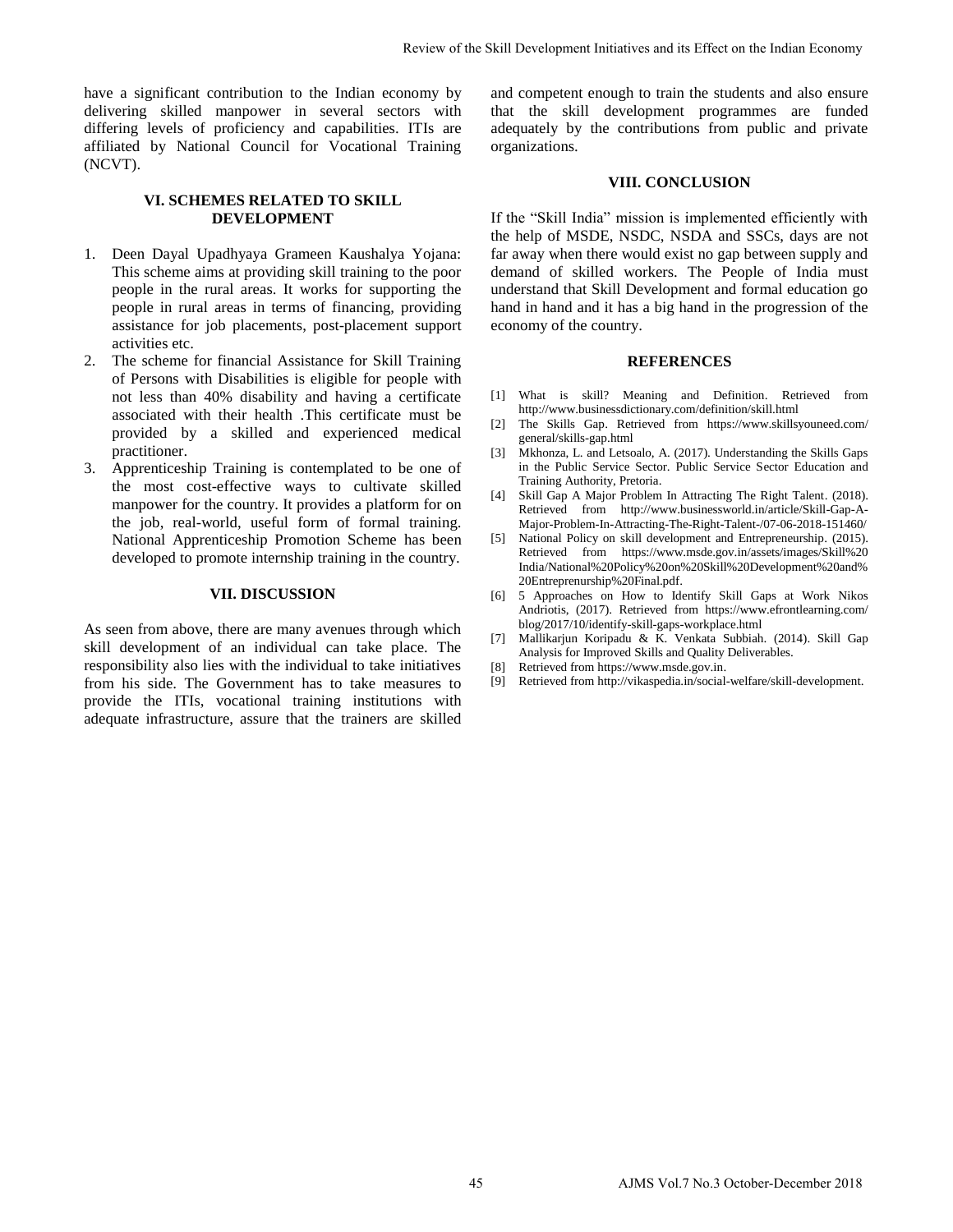have a significant contribution to the Indian economy by delivering skilled manpower in several sectors with differing levels of proficiency and capabilities. ITIs are affiliated by National Council for Vocational Training (NCVT).

## VI. SCHEMES RELATED TO SKILL DEVELOPMENT

1. Deen Dayal Upadhyaya Grameen Kaushalya Yojana: This scheme aims at providing skill training to the poor people in the rural areas. It works for supporting the people in rural areas in terms of financing, providing assistance for job placements, post-placement support activities etc.
2. The scheme for financial Assistance for Skill Training of Persons with Disabilities is eligible for people with not less than 40% disability and having a certificate associated with their health .This certificate must be provided by a skilled and experienced medical practitioner.
3. Apprenticeship Training is contemplated to be one of the most cost-effective ways to cultivate skilled manpower for the country. It provides a platform for on the job, real-world, useful form of formal training. National Apprenticeship Promotion Scheme has been developed to promote internship training in the country.

## VII. DISCUSSION

As seen from above, there are many avenues through which skill development of an individual can take place. The responsibility also lies with the individual to take initiatives from his side. The Government has to take measures to provide the ITIs, vocational training institutions with adequate infrastructure, assure that the trainers are skilled and competent enough to train the students and also ensure that the skill development programmes are funded adequately by the contributions from public and private organizations.

## VIII. CONCLUSION

If the "Skill India" mission is implemented efficiently with the help of MSDE, NSDC, NSDA and SSCs, days are not far away when there would exist no gap between supply and demand of skilled workers. The People of India must understand that Skill Development and formal education go hand in hand and it has a big hand in the progression of the economy of the country.

## REFERENCES

[1] What is skill? Meaning and Definition. Retrieved from http://www.businessdictionary.com/definition/skill.html

[2] The Skills Gap. Retrieved from https://www.skillsyouneed.com/general/skills-gap.html

[3] Mkhonza, L. and Letsoalo, A. (2017). Understanding the Skills Gaps in the Public Service Sector. Public Service Sector Education and Training Authority, Pretoria.

[4] Skill Gap A Major Problem In Attracting The Right Talent. (2018). Retrieved from http://www.businessworld.in/article/Skill-Gap-A-Major-Problem-In-Attracting-The-Right-Talent-/07-06-2018-151460/

[5] National Policy on skill development and Entrepreneurship. (2015). Retrieved from https://www.msde.gov.in/assets/images/Skill%20India/National%20Policy%20on%20Skill%20Development%20and%20Entreprenurship%20Final.pdf.

[6] 5 Approaches on How to Identify Skill Gaps at Work Nikos Andriotis, (2017). Retrieved from https://www.efrontlearning.com/blog/2017/10/identify-skill-gaps-workplace.html

[7] Mallikarjun Koripadu & K. Venkata Subbiah. (2014). Skill Gap Analysis for Improved Skills and Quality Deliverables.

[8] Retrieved from https://www.msde.gov.in.

[9] Retrieved from http://vikaspedia.in/social-welfare/skill-development.